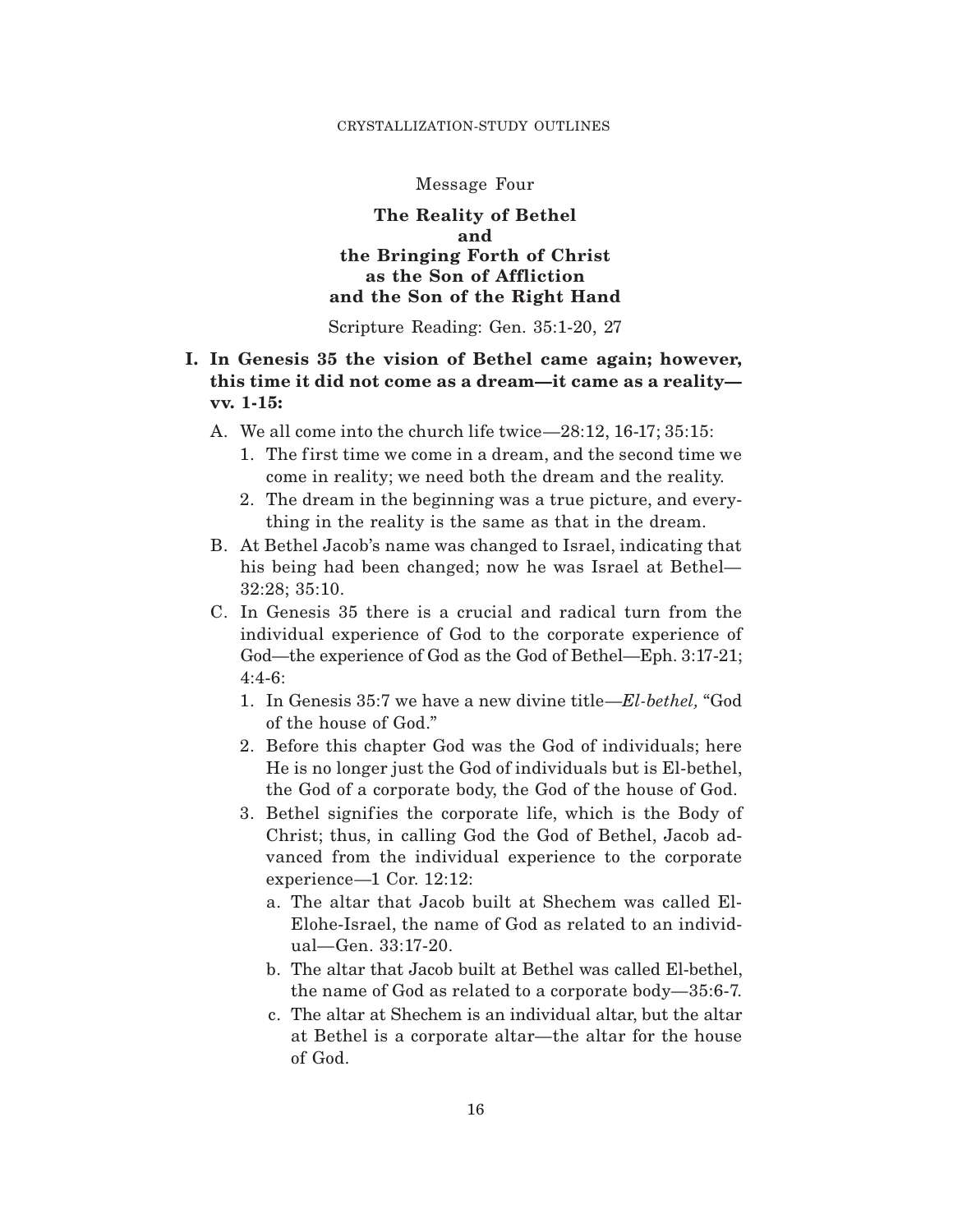Message Four

# The Reality of Bethel and the Bringing Forth of Christ as the Son of Affliction and the Son of the Right Hand

Scripture Reading: Gen. 35:1-20, 27

**I. In Genesis 35 the vision of Bethel came again; however, this time it did not come as a dream—it came as a reality—vv. 1-15:**

- A. We all come into the church life twice—28:12, 16-17; 35:15:
  1. The first time we come in a dream, and the second time we come in reality; we need both the dream and the reality.
  2. The dream in the beginning was a true picture, and everything in the reality is the same as that in the dream.
- B. At Bethel Jacob's name was changed to Israel, indicating that his being had been changed; now he was Israel at Bethel—32:28; 35:10.
- C. In Genesis 35 there is a crucial and radical turn from the individual experience of God to the corporate experience of God—the experience of God as the God of Bethel—Eph. 3:17-21; 4:4-6:
  1. In Genesis 35:7 we have a new divine title—*El-bethel,* "God of the house of God."
  2. Before this chapter God was the God of individuals; here He is no longer just the God of individuals but is El-bethel, the God of a corporate body, the God of the house of God.
  3. Bethel signifies the corporate life, which is the Body of Christ; thus, in calling God the God of Bethel, Jacob advanced from the individual experience to the corporate experience—1 Cor. 12:12:
     - a. The altar that Jacob built at Shechem was called El-Elohe-Israel, the name of God as related to an individual—Gen. 33:17-20.
     - b. The altar that Jacob built at Bethel was called El-bethel, the name of God as related to a corporate body—35:6-7.
     - c. The altar at Shechem is an individual altar, but the altar at Bethel is a corporate altar—the altar for the house of God.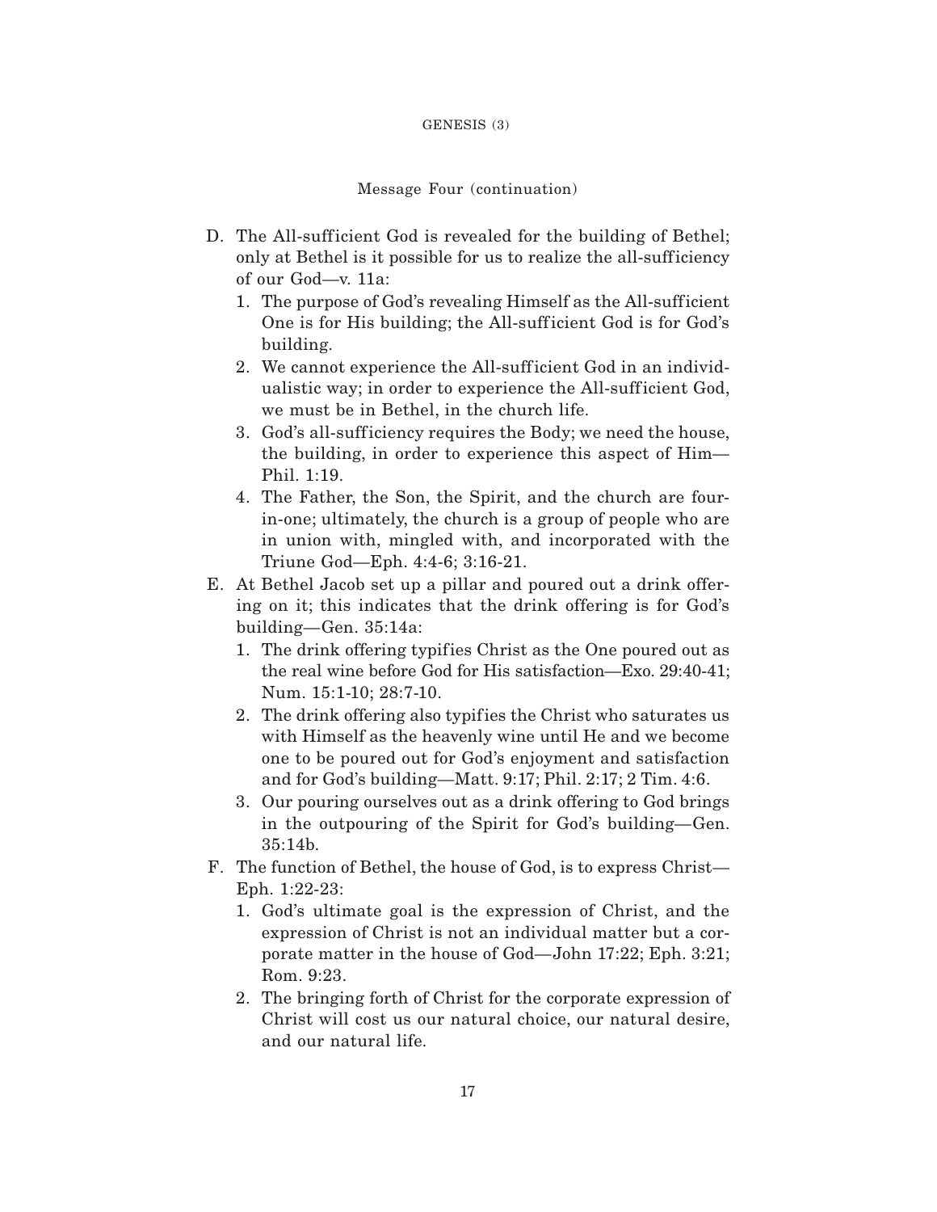Message Four (continuation)

D. The All-sufficient God is revealed for the building of Bethel; only at Bethel is it possible for us to realize the all-sufficiency of our God—v. 11a:
   1. The purpose of God's revealing Himself as the All-sufficient One is for His building; the All-sufficient God is for God's building.
   2. We cannot experience the All-sufficient God in an individualistic way; in order to experience the All-sufficient God, we must be in Bethel, in the church life.
   3. God's all-sufficiency requires the Body; we need the house, the building, in order to experience this aspect of Him—Phil. 1:19.
   4. The Father, the Son, the Spirit, and the church are four-in-one; ultimately, the church is a group of people who are in union with, mingled with, and incorporated with the Triune God—Eph. 4:4-6; 3:16-21.

E. At Bethel Jacob set up a pillar and poured out a drink offering on it; this indicates that the drink offering is for God's building—Gen. 35:14a:
   1. The drink offering typifies Christ as the One poured out as the real wine before God for His satisfaction—Exo. 29:40-41; Num. 15:1-10; 28:7-10.
   2. The drink offering also typifies the Christ who saturates us with Himself as the heavenly wine until He and we become one to be poured out for God's enjoyment and satisfaction and for God's building—Matt. 9:17; Phil. 2:17; 2 Tim. 4:6.
   3. Our pouring ourselves out as a drink offering to God brings in the outpouring of the Spirit for God's building—Gen. 35:14b.

F. The function of Bethel, the house of God, is to express Christ—Eph. 1:22-23:
   1. God's ultimate goal is the expression of Christ, and the expression of Christ is not an individual matter but a corporate matter in the house of God—John 17:22; Eph. 3:21; Rom. 9:23.
   2. The bringing forth of Christ for the corporate expression of Christ will cost us our natural choice, our natural desire, and our natural life.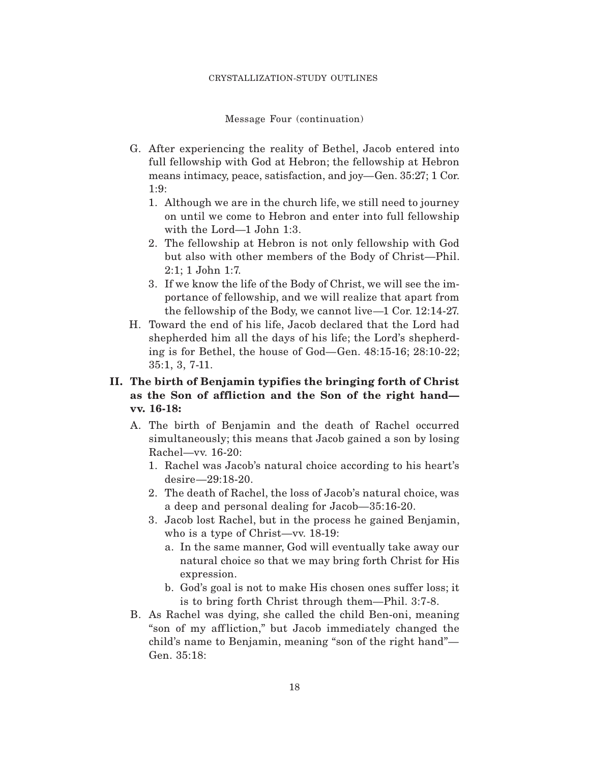Message Four (continuation)

G. After experiencing the reality of Bethel, Jacob entered into full fellowship with God at Hebron; the fellowship at Hebron means intimacy, peace, satisfaction, and joy—Gen. 35:27; 1 Cor. 1:9:
   1. Although we are in the church life, we still need to journey on until we come to Hebron and enter into full fellowship with the Lord—1 John 1:3.
   2. The fellowship at Hebron is not only fellowship with God but also with other members of the Body of Christ—Phil. 2:1; 1 John 1:7.
   3. If we know the life of the Body of Christ, we will see the importance of fellowship, and we will realize that apart from the fellowship of the Body, we cannot live—1 Cor. 12:14-27.

H. Toward the end of his life, Jacob declared that the Lord had shepherded him all the days of his life; the Lord's shepherding is for Bethel, the house of God—Gen. 48:15-16; 28:10-22; 35:1, 3, 7-11.

## II. The birth of Benjamin typifies the bringing forth of Christ as the Son of affliction and the Son of the right hand—vv. 16-18:

A. The birth of Benjamin and the death of Rachel occurred simultaneously; this means that Jacob gained a son by losing Rachel—vv. 16-20:
   1. Rachel was Jacob's natural choice according to his heart's desire—29:18-20.
   2. The death of Rachel, the loss of Jacob's natural choice, was a deep and personal dealing for Jacob—35:16-20.
   3. Jacob lost Rachel, but in the process he gained Benjamin, who is a type of Christ—vv. 18-19:
      a. In the same manner, God will eventually take away our natural choice so that we may bring forth Christ for His expression.
      b. God's goal is not to make His chosen ones suffer loss; it is to bring forth Christ through them—Phil. 3:7-8.

B. As Rachel was dying, she called the child Ben-oni, meaning "son of my affliction," but Jacob immediately changed the child's name to Benjamin, meaning "son of the right hand"—Gen. 35:18: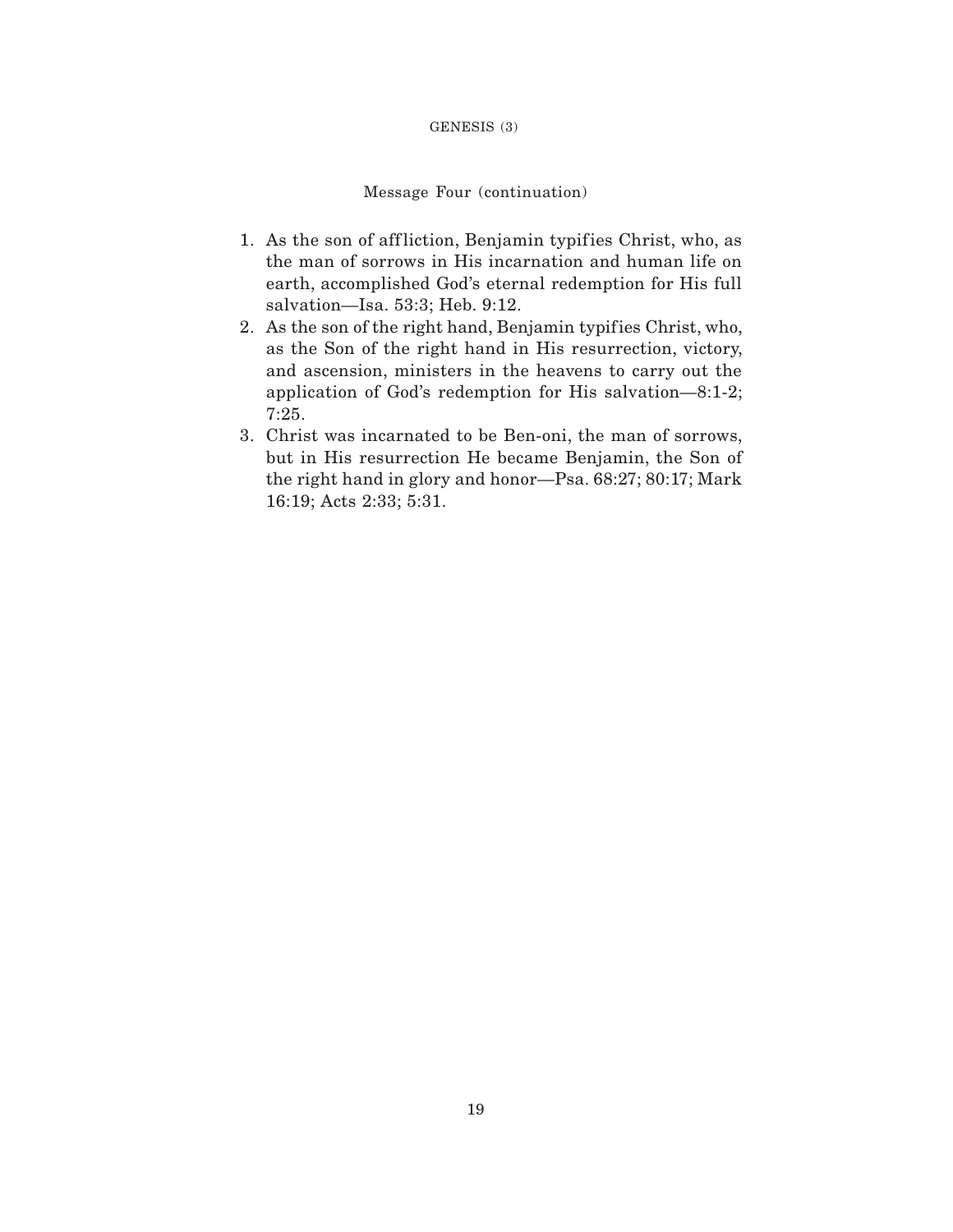Message Four (continuation)

1. As the son of affliction, Benjamin typifies Christ, who, as the man of sorrows in His incarnation and human life on earth, accomplished God's eternal redemption for His full salvation—Isa. 53:3; Heb. 9:12.
2. As the son of the right hand, Benjamin typifies Christ, who, as the Son of the right hand in His resurrection, victory, and ascension, ministers in the heavens to carry out the application of God's redemption for His salvation—8:1-2; 7:25.
3. Christ was incarnated to be Ben-oni, the man of sorrows, but in His resurrection He became Benjamin, the Son of the right hand in glory and honor—Psa. 68:27; 80:17; Mark 16:19; Acts 2:33; 5:31.